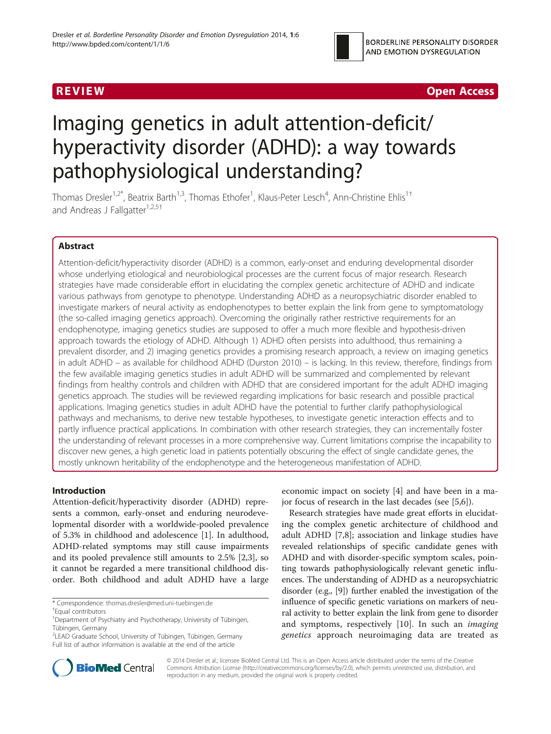REVIEW Open Access

# Imaging genetics in adult attention-deficit/hyperactivity disorder (ADHD): a way towards pathophysiological understanding?

Thomas Dresler[1,2*], Beatrix Barth[1,3], Thomas Ethofer[1], Klaus-Peter Lesch[4], Ann-Christine Ehlis[1†] and Andreas J Fallgatter[1,2,5†]

## Abstract

Attention-deficit/hyperactivity disorder (ADHD) is a common, early-onset and enduring developmental disorder whose underlying etiological and neurobiological processes are the current focus of major research. Research strategies have made considerable effort in elucidating the complex genetic architecture of ADHD and indicate various pathways from genotype to phenotype. Understanding ADHD as a neuropsychiatric disorder enabled to investigate markers of neural activity as endophenotypes to better explain the link from gene to symptomatology (the so-called imaging genetics approach). Overcoming the originally rather restrictive requirements for an endophenotype, imaging genetics studies are supposed to offer a much more flexible and hypothesis-driven approach towards the etiology of ADHD. Although 1) ADHD often persists into adulthood, thus remaining a prevalent disorder, and 2) imaging genetics provides a promising research approach, a review on imaging genetics in adult ADHD – as available for childhood ADHD (Durston 2010) – is lacking. In this review, therefore, findings from the few available imaging genetics studies in adult ADHD will be summarized and complemented by relevant findings from healthy controls and children with ADHD that are considered important for the adult ADHD imaging genetics approach. The studies will be reviewed regarding implications for basic research and possible practical applications. Imaging genetics studies in adult ADHD have the potential to further clarify pathophysiological pathways and mechanisms, to derive new testable hypotheses, to investigate genetic interaction effects and to partly influence practical applications. In combination with other research strategies, they can incrementally foster the understanding of relevant processes in a more comprehensive way. Current limitations comprise the incapability to discover new genes, a high genetic load in patients potentially obscuring the effect of single candidate genes, the mostly unknown heritability of the endophenotype and the heterogeneous manifestation of ADHD.

## Introduction

Attention-deficit/hyperactivity disorder (ADHD) represents a common, early-onset and enduring neurodevelopmental disorder with a worldwide-pooled prevalence of 5.3% in childhood and adolescence [1]. In adulthood, ADHD-related symptoms may still cause impairments and its pooled prevalence still amounts to 2.5% [2,3], so it cannot be regarded a mere transitional childhood disorder. Both childhood and adult ADHD have a large economic impact on society [4] and have been in a major focus of research in the last decades (see [5,6]).

Research strategies have made great efforts in elucidating the complex genetic architecture of childhood and adult ADHD [7,8]; association and linkage studies have revealed relationships of specific candidate genes with ADHD and with disorder-specific symptom scales, pointing towards pathophysiologically relevant genetic influences. The understanding of ADHD as a neuropsychiatric disorder (e.g., [9]) further enabled the investigation of the influence of specific genetic variations on markers of neural activity to better explain the link from gene to disorder and symptoms, respectively [10]. In such an *imaging genetics* approach neuroimaging data are treated as

\* Correspondence: thomas.dresler@med.uni-tuebingen.de
†Equal contributors
[1]Department of Psychiatry and Psychotherapy, University of Tübingen, Tübingen, Germany
[2]LEAD Graduate School, University of Tübingen, Tübingen, Germany
Full list of author information is available at the end of the article

© 2014 Dresler et al.; licensee BioMed Central Ltd. This is an Open Access article distributed under the terms of the Creative Commons Attribution License (http://creativecommons.org/licenses/by/2.0), which permits unrestricted use, distribution, and reproduction in any medium, provided the original work is properly credited.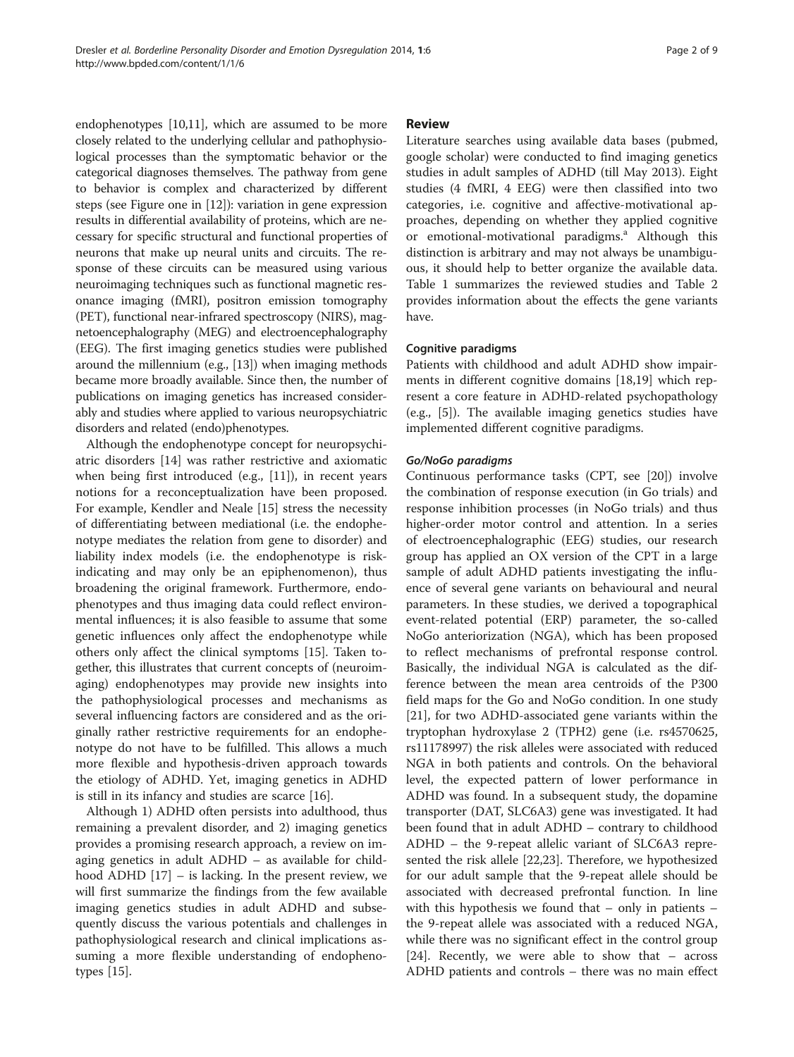endophenotypes [10,11], which are assumed to be more closely related to the underlying cellular and pathophysiological processes than the symptomatic behavior or the categorical diagnoses themselves. The pathway from gene to behavior is complex and characterized by different steps (see Figure one in [12]): variation in gene expression results in differential availability of proteins, which are necessary for specific structural and functional properties of neurons that make up neural units and circuits. The response of these circuits can be measured using various neuroimaging techniques such as functional magnetic resonance imaging (fMRI), positron emission tomography (PET), functional near-infrared spectroscopy (NIRS), magnetoencephalography (MEG) and electroencephalography (EEG). The first imaging genetics studies were published around the millennium (e.g., [13]) when imaging methods became more broadly available. Since then, the number of publications on imaging genetics has increased considerably and studies where applied to various neuropsychiatric disorders and related (endo)phenotypes.

Although the endophenotype concept for neuropsychiatric disorders [14] was rather restrictive and axiomatic when being first introduced (e.g., [11]), in recent years notions for a reconceptualization have been proposed. For example, Kendler and Neale [15] stress the necessity of differentiating between mediational (i.e. the endophenotype mediates the relation from gene to disorder) and liability index models (i.e. the endophenotype is risk-indicating and may only be an epiphenomenon), thus broadening the original framework. Furthermore, endophenotypes and thus imaging data could reflect environmental influences; it is also feasible to assume that some genetic influences only affect the endophenotype while others only affect the clinical symptoms [15]. Taken together, this illustrates that current concepts of (neuroimaging) endophenotypes may provide new insights into the pathophysiological processes and mechanisms as several influencing factors are considered and as the originally rather restrictive requirements for an endophenotype do not have to be fulfilled. This allows a much more flexible and hypothesis-driven approach towards the etiology of ADHD. Yet, imaging genetics in ADHD is still in its infancy and studies are scarce [16].

Although 1) ADHD often persists into adulthood, thus remaining a prevalent disorder, and 2) imaging genetics provides a promising research approach, a review on imaging genetics in adult ADHD – as available for childhood ADHD [17] – is lacking. In the present review, we will first summarize the findings from the few available imaging genetics studies in adult ADHD and subsequently discuss the various potentials and challenges in pathophysiological research and clinical implications assuming a more flexible understanding of endophenotypes [15].

## Review

Literature searches using available data bases (pubmed, google scholar) were conducted to find imaging genetics studies in adult samples of ADHD (till May 2013). Eight studies (4 fMRI, 4 EEG) were then classified into two categories, i.e. cognitive and affective-motivational approaches, depending on whether they applied cognitive or emotional-motivational paradigms.[a] Although this distinction is arbitrary and may not always be unambiguous, it should help to better organize the available data. Table 1 summarizes the reviewed studies and Table 2 provides information about the effects the gene variants have.

### Cognitive paradigms

Patients with childhood and adult ADHD show impairments in different cognitive domains [18,19] which represent a core feature in ADHD-related psychopathology (e.g., [5]). The available imaging genetics studies have implemented different cognitive paradigms.

#### *Go/NoGo paradigms*

Continuous performance tasks (CPT, see [20]) involve the combination of response execution (in Go trials) and response inhibition processes (in NoGo trials) and thus higher-order motor control and attention. In a series of electroencephalographic (EEG) studies, our research group has applied an OX version of the CPT in a large sample of adult ADHD patients investigating the influence of several gene variants on behavioural and neural parameters. In these studies, we derived a topographical event-related potential (ERP) parameter, the so-called NoGo anteriorization (NGA), which has been proposed to reflect mechanisms of prefrontal response control. Basically, the individual NGA is calculated as the difference between the mean area centroids of the P300 field maps for the Go and NoGo condition. In one study [21], for two ADHD-associated gene variants within the tryptophan hydroxylase 2 (TPH2) gene (i.e. rs4570625, rs11178997) the risk alleles were associated with reduced NGA in both patients and controls. On the behavioral level, the expected pattern of lower performance in ADHD was found. In a subsequent study, the dopamine transporter (DAT, SLC6A3) gene was investigated. It had been found that in adult ADHD – contrary to childhood ADHD – the 9-repeat allelic variant of SLC6A3 represented the risk allele [22,23]. Therefore, we hypothesized for our adult sample that the 9-repeat allele should be associated with decreased prefrontal function. In line with this hypothesis we found that – only in patients – the 9-repeat allele was associated with a reduced NGA, while there was no significant effect in the control group [24]. Recently, we were able to show that – across ADHD patients and controls – there was no main effect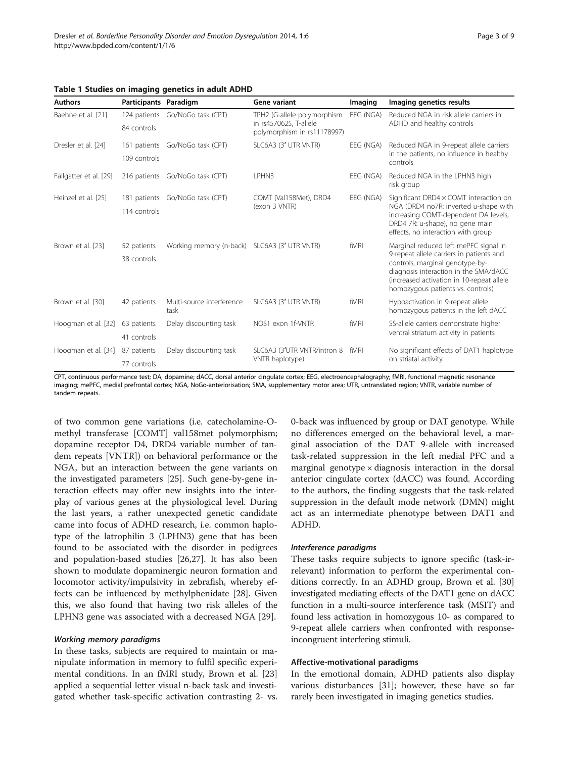**Table 1 Studies on imaging genetics in adult ADHD**

| Authors | Participants | Paradigm | Gene variant | Imaging | Imaging genetics results |
|---|---|---|---|---|---|
| Baehne et al. [21] | 124 patients<br>84 controls | Go/NoGo task (CPT) | TPH2 (G-allele polymorphism in rs4570625, T-allele polymorphism in rs11178997) | EEG (NGA) | Reduced NGA in risk allele carriers in ADHD and healthy controls |
| Dresler et al. [24] | 161 patients<br>109 controls | Go/NoGo task (CPT) | SLC6A3 (3′ UTR VNTR) | EEG (NGA) | Reduced NGA in 9-repeat allele carriers in the patients, no influence in healthy controls |
| Fallgatter et al. [29] | 216 patients | Go/NoGo task (CPT) | LPHN3 | EEG (NGA) | Reduced NGA in the LPHN3 high risk group |
| Heinzel et al. [25] | 181 patients<br>114 controls | Go/NoGo task (CPT) | COMT (Val158Met), DRD4 (exon 3 VNTR) | EEG (NGA) | Significant DRD4 × COMT interaction on NGA (DRD4 no7R: inverted u-shape with increasing COMT-dependent DA levels, DRD4 7R: u-shape), no gene main effects, no interaction with group |
| Brown et al. [23] | 52 patients<br>38 controls | Working memory (n-back) | SLC6A3 (3′ UTR VNTR) | fMRI | Marginal reduced left mePFC signal in 9-repeat allele carriers in patients and controls, marginal genotype-by-diagnosis interaction in the SMA/dACC (increased activation in 10-repeat allele homozygous patients vs. controls) |
| Brown et al. [30] | 42 patients | Multi-source interference task | SLC6A3 (3′ UTR VNTR) | fMRI | Hypoactivation in 9-repeat allele homozygous patients in the left dACC |
| Hoogman et al. [32] | 63 patients<br>41 controls | Delay discounting task | NOS1 exon 1f-VNTR | fMRI | SS-allele carriers demonstrate higher ventral striatum activity in patients |
| Hoogman et al. [34] | 87 patients<br>77 controls | Delay discounting task | SLC6A3 (3′UTR VNTR/intron 8 VNTR haplotype) | fMRI | No significant effects of DAT1 haplotype on striatal activity |

CPT, continuous performance test; DA, dopamine; dACC, dorsal anterior cingulate cortex; EEG, electroencephalography; fMRI, functional magnetic resonance imaging; mePFC, medial prefrontal cortex; NGA, NoGo-anteriorisation; SMA, supplementary motor area; UTR, untranslated region; VNTR, variable number of tandem repeats.

of two common gene variations (i.e. catecholamine-O-methyl transferase [COMT] val158met polymorphism; dopamine receptor D4, DRD4 variable number of tandem repeats [VNTR]) on behavioral performance or the NGA, but an interaction between the gene variants on the investigated parameters [25]. Such gene-by-gene interaction effects may offer new insights into the interplay of various genes at the physiological level. During the last years, a rather unexpected genetic candidate came into focus of ADHD research, i.e. common haplotype of the latrophilin 3 (LPHN3) gene that has been found to be associated with the disorder in pedigrees and population-based studies [26,27]. It has also been shown to modulate dopaminergic neuron formation and locomotor activity/impulsivity in zebrafish, whereby effects can be influenced by methylphenidate [28]. Given this, we also found that having two risk alleles of the LPHN3 gene was associated with a decreased NGA [29].

#### *Working memory paradigms*

In these tasks, subjects are required to maintain or manipulate information in memory to fulfil specific experimental conditions. In an fMRI study, Brown et al. [23] applied a sequential letter visual n-back task and investigated whether task-specific activation contrasting 2- vs. 0-back was influenced by group or DAT genotype. While no differences emerged on the behavioral level, a marginal association of the DAT 9-allele with increased task-related suppression in the left medial PFC and a marginal genotype × diagnosis interaction in the dorsal anterior cingulate cortex (dACC) was found. According to the authors, the finding suggests that the task-related suppression in the default mode network (DMN) might act as an intermediate phenotype between DAT1 and ADHD.

#### *Interference paradigms*

These tasks require subjects to ignore specific (task-irrelevant) information to perform the experimental conditions correctly. In an ADHD group, Brown et al. [30] investigated mediating effects of the DAT1 gene on dACC function in a multi-source interference task (MSIT) and found less activation in homozygous 10- as compared to 9-repeat allele carriers when confronted with response-incongruent interfering stimuli.

#### **Affective-motivational paradigms**

In the emotional domain, ADHD patients also display various disturbances [31]; however, these have so far rarely been investigated in imaging genetics studies.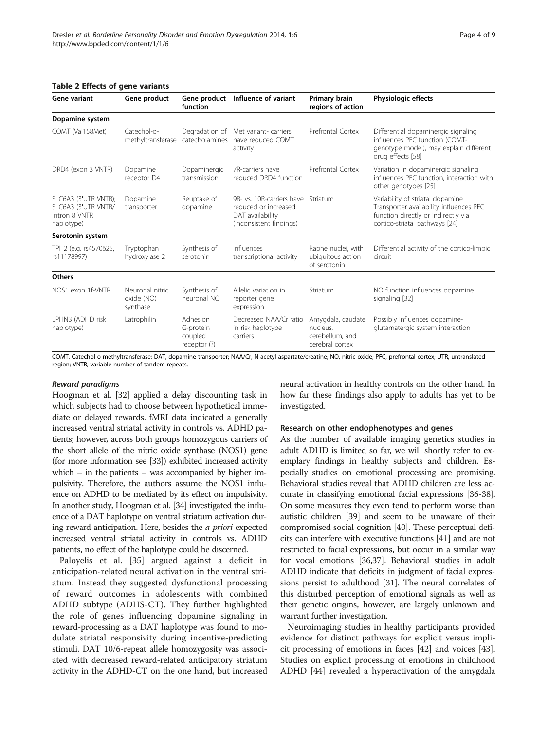**Table 2 Effects of gene variants**

| Gene variant | Gene product | Gene product function | Influence of variant | Primary brain regions of action | Physiologic effects |
|---|---|---|---|---|---|
| **Dopamine system** | | | | | |
| COMT (Val158Met) | Catechol-o-methyltransferase | Degradation of catecholamines | Met variant- carriers have reduced COMT activity | Prefrontal Cortex | Differential dopaminergic signaling influences PFC function (COMT-genotype model), may explain different drug effects [58] |
| DRD4 (exon 3 VNTR) | Dopamine receptor D4 | Dopaminergic transmission | 7R-carriers have reduced DRD4 function | Prefrontal Cortex | Variation in dopaminergic signaling influences PFC function, interaction with other genotypes [25] |
| SLC6A3 (3′UTR VNTR); SLC6A3 (3′UTR VNTR/ intron 8 VNTR haplotype) | Dopamine transporter | Reuptake of dopamine | 9R- vs. 10R-carriers have reduced or increased DAT availability (inconsistent findings) | Striatum | Variability of striatal dopamine Transporter availability influences PFC function directly or indirectly via cortico-striatal pathways [24] |
| **Serotonin system** | | | | | |
| TPH2 (e.g. rs4570625, rs11178997) | Tryptophan hydroxylase 2 | Synthesis of serotonin | Influences transcriptional activity | Raphe nuclei, with ubiquitous action of serotonin | Differential activity of the cortico-limbic circuit |
| **Others** | | | | | |
| NOS1 exon 1f-VNTR | Neuronal nitric oxide (NO) synthase | Synthesis of neuronal NO | Allelic variation in reporter gene expression | Striatum | NO function influences dopamine signaling [32] |
| LPHN3 (ADHD risk haplotype) | Latrophilin | Adhesion G-protein coupled receptor (?) | Decreased NAA/Cr ratio in risk haplotype carriers | Amygdala, caudate nucleus, cerebellum, and cerebral cortex | Possibly influences dopamine-glutamatergic system interaction |

COMT, Catechol-o-methyltransferase; DAT, dopamine transporter; NAA/Cr, N-acetyl aspartate/creatine; NO, nitric oxide; PFC, prefrontal cortex; UTR, untranslated region; VNTR, variable number of tandem repeats.

#### *Reward paradigms*

Hoogman et al. [32] applied a delay discounting task in which subjects had to choose between hypothetical immediate or delayed rewards. fMRI data indicated a generally increased ventral striatal activity in controls vs. ADHD patients; however, across both groups homozygous carriers of the short allele of the nitric oxide synthase (NOS1) gene (for more information see [33]) exhibited increased activity which – in the patients – was accompanied by higher impulsivity. Therefore, the authors assume the NOS1 influence on ADHD to be mediated by its effect on impulsivity. In another study, Hoogman et al. [34] investigated the influence of a DAT haplotype on ventral striatum activation during reward anticipation. Here, besides the *a priori* expected increased ventral striatal activity in controls vs. ADHD patients, no effect of the haplotype could be discerned.

Paloyelis et al. [35] argued against a deficit in anticipation-related neural activation in the ventral striatum. Instead they suggested dysfunctional processing of reward outcomes in adolescents with combined ADHD subtype (ADHS-CT). They further highlighted the role of genes influencing dopamine signaling in reward-processing as a DAT haplotype was found to modulate striatal responsivity during incentive-predicting stimuli. DAT 10/6-repeat allele homozygosity was associated with decreased reward-related anticipatory striatum activity in the ADHD-CT on the one hand, but increased neural activation in healthy controls on the other hand. In how far these findings also apply to adults has yet to be investigated.

### Research on other endophenotypes and genes

As the number of available imaging genetics studies in adult ADHD is limited so far, we will shortly refer to exemplary findings in healthy subjects and children. Especially studies on emotional processing are promising. Behavioral studies reveal that ADHD children are less accurate in classifying emotional facial expressions [36-38]. On some measures they even tend to perform worse than autistic children [39] and seem to be unaware of their compromised social cognition [40]. These perceptual deficits can interfere with executive functions [41] and are not restricted to facial expressions, but occur in a similar way for vocal emotions [36,37]. Behavioral studies in adult ADHD indicate that deficits in judgment of facial expressions persist to adulthood [31]. The neural correlates of this disturbed perception of emotional signals as well as their genetic origins, however, are largely unknown and warrant further investigation.

Neuroimaging studies in healthy participants provided evidence for distinct pathways for explicit versus implicit processing of emotions in faces [42] and voices [43]. Studies on explicit processing of emotions in childhood ADHD [44] revealed a hyperactivation of the amygdala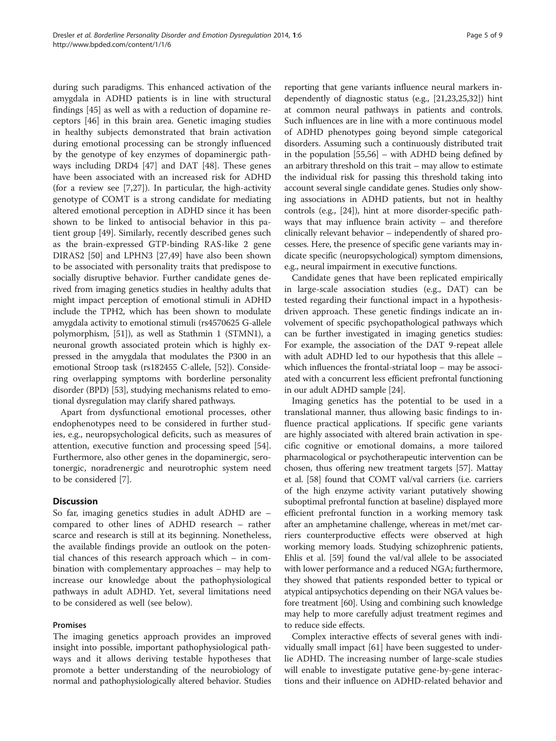during such paradigms. This enhanced activation of the amygdala in ADHD patients is in line with structural findings [45] as well as with a reduction of dopamine receptors [46] in this brain area. Genetic imaging studies in healthy subjects demonstrated that brain activation during emotional processing can be strongly influenced by the genotype of key enzymes of dopaminergic pathways including DRD4 [47] and DAT [48]. These genes have been associated with an increased risk for ADHD (for a review see [7,27]). In particular, the high-activity genotype of COMT is a strong candidate for mediating altered emotional perception in ADHD since it has been shown to be linked to antisocial behavior in this patient group [49]. Similarly, recently described genes such as the brain-expressed GTP-binding RAS-like 2 gene DIRAS2 [50] and LPHN3 [27,49] have also been shown to be associated with personality traits that predispose to socially disruptive behavior. Further candidate genes derived from imaging genetics studies in healthy adults that might impact perception of emotional stimuli in ADHD include the TPH2, which has been shown to modulate amygdala activity to emotional stimuli (rs4570625 G-allele polymorphism, [51]), as well as Stathmin 1 (STMN1), a neuronal growth associated protein which is highly expressed in the amygdala that modulates the P300 in an emotional Stroop task (rs182455 C-allele, [52]). Considering overlapping symptoms with borderline personality disorder (BPD) [53], studying mechanisms related to emotional dysregulation may clarify shared pathways.

Apart from dysfunctional emotional processes, other endophenotypes need to be considered in further studies, e.g., neuropsychological deficits, such as measures of attention, executive function and processing speed [54]. Furthermore, also other genes in the dopaminergic, serotonergic, noradrenergic and neurotrophic system need to be considered [7].

## Discussion

So far, imaging genetics studies in adult ADHD are – compared to other lines of ADHD research – rather scarce and research is still at its beginning. Nonetheless, the available findings provide an outlook on the potential chances of this research approach which – in combination with complementary approaches – may help to increase our knowledge about the pathophysiological pathways in adult ADHD. Yet, several limitations need to be considered as well (see below).

### Promises

The imaging genetics approach provides an improved insight into possible, important pathophysiological pathways and it allows deriving testable hypotheses that promote a better understanding of the neurobiology of normal and pathophysiologically altered behavior. Studies reporting that gene variants influence neural markers independently of diagnostic status (e.g., [21,23,25,32]) hint at common neural pathways in patients and controls. Such influences are in line with a more continuous model of ADHD phenotypes going beyond simple categorical disorders. Assuming such a continuously distributed trait in the population [55,56] – with ADHD being defined by an arbitrary threshold on this trait – may allow to estimate the individual risk for passing this threshold taking into account several single candidate genes. Studies only showing associations in ADHD patients, but not in healthy controls (e.g., [24]), hint at more disorder-specific pathways that may influence brain activity – and therefore clinically relevant behavior – independently of shared processes. Here, the presence of specific gene variants may indicate specific (neuropsychological) symptom dimensions, e.g., neural impairment in executive functions.

Candidate genes that have been replicated empirically in large-scale association studies (e.g., DAT) can be tested regarding their functional impact in a hypothesis-driven approach. These genetic findings indicate an involvement of specific psychopathological pathways which can be further investigated in imaging genetics studies: For example, the association of the DAT 9-repeat allele with adult ADHD led to our hypothesis that this allele – which influences the frontal-striatal loop – may be associated with a concurrent less efficient prefrontal functioning in our adult ADHD sample [24].

Imaging genetics has the potential to be used in a translational manner, thus allowing basic findings to influence practical applications. If specific gene variants are highly associated with altered brain activation in specific cognitive or emotional domains, a more tailored pharmacological or psychotherapeutic intervention can be chosen, thus offering new treatment targets [57]. Mattay et al. [58] found that COMT val/val carriers (i.e. carriers of the high enzyme activity variant putatively showing suboptimal prefrontal function at baseline) displayed more efficient prefrontal function in a working memory task after an amphetamine challenge, whereas in met/met carriers counterproductive effects were observed at high working memory loads. Studying schizophrenic patients, Ehlis et al. [59] found the val/val allele to be associated with lower performance and a reduced NGA; furthermore, they showed that patients responded better to typical or atypical antipsychotics depending on their NGA values before treatment [60]. Using and combining such knowledge may help to more carefully adjust treatment regimes and to reduce side effects.

Complex interactive effects of several genes with individually small impact [61] have been suggested to underlie ADHD. The increasing number of large-scale studies will enable to investigate putative gene-by-gene interactions and their influence on ADHD-related behavior and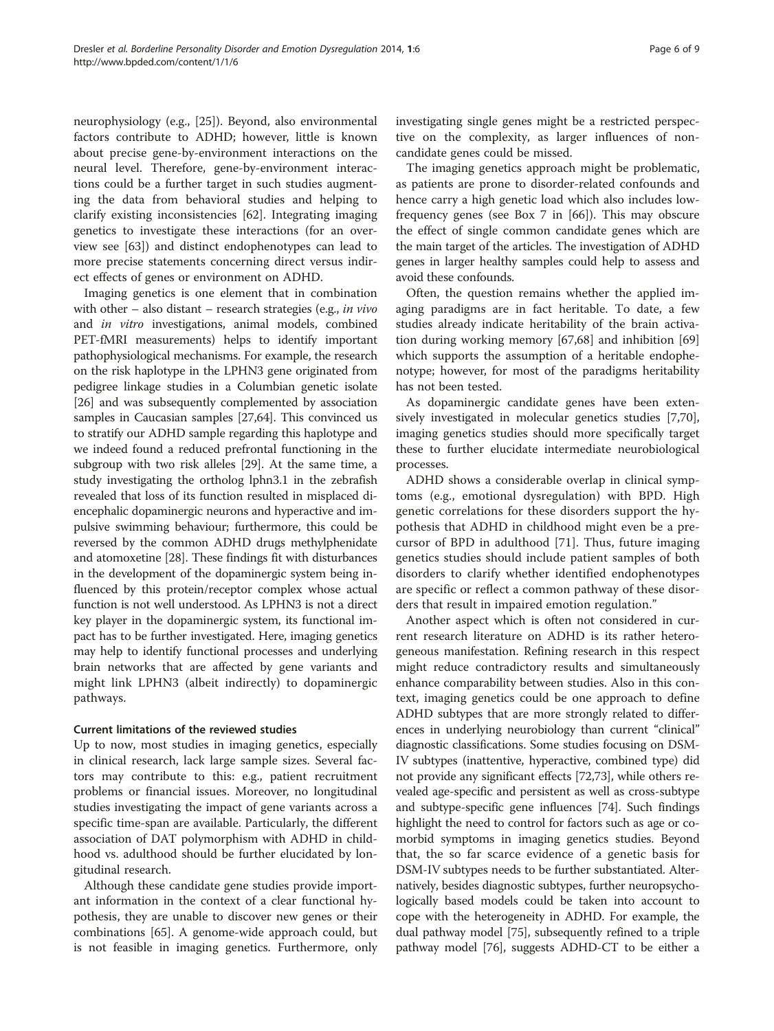neurophysiology (e.g., [25]). Beyond, also environmental factors contribute to ADHD; however, little is known about precise gene-by-environment interactions on the neural level. Therefore, gene-by-environment interactions could be a further target in such studies augmenting the data from behavioral studies and helping to clarify existing inconsistencies [62]. Integrating imaging genetics to investigate these interactions (for an overview see [63]) and distinct endophenotypes can lead to more precise statements concerning direct versus indirect effects of genes or environment on ADHD.

Imaging genetics is one element that in combination with other – also distant – research strategies (e.g., *in vivo* and *in vitro* investigations, animal models, combined PET-fMRI measurements) helps to identify important pathophysiological mechanisms. For example, the research on the risk haplotype in the LPHN3 gene originated from pedigree linkage studies in a Columbian genetic isolate [26] and was subsequently complemented by association samples in Caucasian samples [27,64]. This convinced us to stratify our ADHD sample regarding this haplotype and we indeed found a reduced prefrontal functioning in the subgroup with two risk alleles [29]. At the same time, a study investigating the ortholog lphn3.1 in the zebrafish revealed that loss of its function resulted in misplaced diencephalic dopaminergic neurons and hyperactive and impulsive swimming behaviour; furthermore, this could be reversed by the common ADHD drugs methylphenidate and atomoxetine [28]. These findings fit with disturbances in the development of the dopaminergic system being influenced by this protein/receptor complex whose actual function is not well understood. As LPHN3 is not a direct key player in the dopaminergic system, its functional impact has to be further investigated. Here, imaging genetics may help to identify functional processes and underlying brain networks that are affected by gene variants and might link LPHN3 (albeit indirectly) to dopaminergic pathways.

### Current limitations of the reviewed studies

Up to now, most studies in imaging genetics, especially in clinical research, lack large sample sizes. Several factors may contribute to this: e.g., patient recruitment problems or financial issues. Moreover, no longitudinal studies investigating the impact of gene variants across a specific time-span are available. Particularly, the different association of DAT polymorphism with ADHD in childhood vs. adulthood should be further elucidated by longitudinal research.

Although these candidate gene studies provide important information in the context of a clear functional hypothesis, they are unable to discover new genes or their combinations [65]. A genome-wide approach could, but is not feasible in imaging genetics. Furthermore, only investigating single genes might be a restricted perspective on the complexity, as larger influences of non-candidate genes could be missed.

The imaging genetics approach might be problematic, as patients are prone to disorder-related confounds and hence carry a high genetic load which also includes low-frequency genes (see Box 7 in [66]). This may obscure the effect of single common candidate genes which are the main target of the articles. The investigation of ADHD genes in larger healthy samples could help to assess and avoid these confounds.

Often, the question remains whether the applied imaging paradigms are in fact heritable. To date, a few studies already indicate heritability of the brain activation during working memory [67,68] and inhibition [69] which supports the assumption of a heritable endophenotype; however, for most of the paradigms heritability has not been tested.

As dopaminergic candidate genes have been extensively investigated in molecular genetics studies [7,70], imaging genetics studies should more specifically target these to further elucidate intermediate neurobiological processes.

ADHD shows a considerable overlap in clinical symptoms (e.g., emotional dysregulation) with BPD. High genetic correlations for these disorders support the hypothesis that ADHD in childhood might even be a precursor of BPD in adulthood [71]. Thus, future imaging genetics studies should include patient samples of both disorders to clarify whether identified endophenotypes are specific or reflect a common pathway of these disorders that result in impaired emotion regulation."

Another aspect which is often not considered in current research literature on ADHD is its rather heterogeneous manifestation. Refining research in this respect might reduce contradictory results and simultaneously enhance comparability between studies. Also in this context, imaging genetics could be one approach to define ADHD subtypes that are more strongly related to differences in underlying neurobiology than current "clinical" diagnostic classifications. Some studies focusing on DSM-IV subtypes (inattentive, hyperactive, combined type) did not provide any significant effects [72,73], while others revealed age-specific and persistent as well as cross-subtype and subtype-specific gene influences [74]. Such findings highlight the need to control for factors such as age or comorbid symptoms in imaging genetics studies. Beyond that, the so far scarce evidence of a genetic basis for DSM-IV subtypes needs to be further substantiated. Alternatively, besides diagnostic subtypes, further neuropsychologically based models could be taken into account to cope with the heterogeneity in ADHD. For example, the dual pathway model [75], subsequently refined to a triple pathway model [76], suggests ADHD-CT to be either a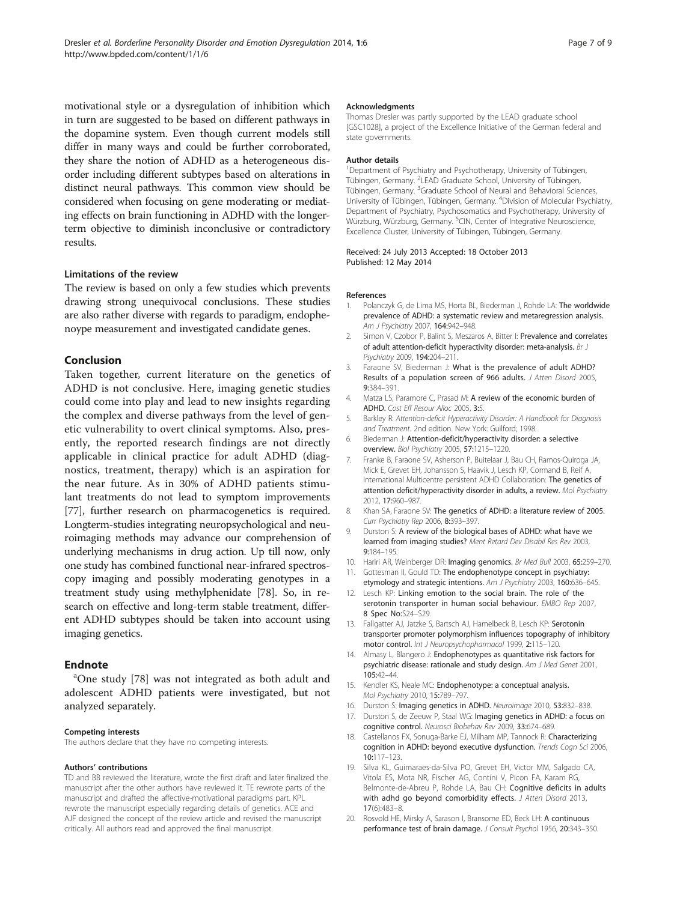motivational style or a dysregulation of inhibition which in turn are suggested to be based on different pathways in the dopamine system. Even though current models still differ in many ways and could be further corroborated, they share the notion of ADHD as a heterogeneous disorder including different subtypes based on alterations in distinct neural pathways. This common view should be considered when focusing on gene moderating or mediating effects on brain functioning in ADHD with the longer-term objective to diminish inconclusive or contradictory results.

### Limitations of the review

The review is based on only a few studies which prevents drawing strong unequivocal conclusions. These studies are also rather diverse with regards to paradigm, endophenoype measurement and investigated candidate genes.

## Conclusion

Taken together, current literature on the genetics of ADHD is not conclusive. Here, imaging genetic studies could come into play and lead to new insights regarding the complex and diverse pathways from the level of genetic vulnerability to overt clinical symptoms. Also, presently, the reported research findings are not directly applicable in clinical practice for adult ADHD (diagnostics, treatment, therapy) which is an aspiration for the near future. As in 30% of ADHD patients stimulant treatments do not lead to symptom improvements [77], further research on pharmacogenetics is required. Longterm-studies integrating neuropsychological and neuroimaging methods may advance our comprehension of underlying mechanisms in drug action. Up till now, only one study has combined functional near-infrared spectroscopy imaging and possibly moderating genotypes in a treatment study using methylphenidate [78]. So, in research on effective and long-term stable treatment, different ADHD subtypes should be taken into account using imaging genetics.

## Endnote

[a]One study [78] was not integrated as both adult and adolescent ADHD patients were investigated, but not analyzed separately.

#### Competing interests

The authors declare that they have no competing interests.

#### Authors' contributions

TD and BB reviewed the literature, wrote the first draft and later finalized the manuscript after the other authors have reviewed it. TE rewrote parts of the manuscript and drafted the affective-motivational paradigms part. KPL rewrote the manuscript especially regarding details of genetics. ACE and AJF designed the concept of the review article and revised the manuscript critically. All authors read and approved the final manuscript.

#### Acknowledgments

Thomas Dresler was partly supported by the LEAD graduate school [GSC1028], a project of the Excellence Initiative of the German federal and state governments.

#### Author details

[1]Department of Psychiatry and Psychotherapy, University of Tübingen, Tübingen, Germany. [2]LEAD Graduate School, University of Tübingen, Tübingen, Germany. [3]Graduate School of Neural and Behavioral Sciences, University of Tübingen, Tübingen, Germany. [4]Division of Molecular Psychiatry, Department of Psychiatry, Psychosomatics and Psychotherapy, University of Würzburg, Würzburg, Germany. [5]CIN, Center of Integrative Neuroscience, Excellence Cluster, University of Tübingen, Tübingen, Germany.

Received: 24 July 2013 Accepted: 18 October 2013
Published: 12 May 2014

#### References

1. Polanczyk G, de Lima MS, Horta BL, Biederman J, Rohde LA: **The worldwide prevalence of ADHD: a systematic review and metaregression analysis.** *Am J Psychiatry* 2007, **164:**942–948.
2. Simon V, Czobor P, Balint S, Meszaros A, Bitter I: **Prevalence and correlates of adult attention-deficit hyperactivity disorder: meta-analysis.** *Br J Psychiatry* 2009, **194:**204–211.
3. Faraone SV, Biederman J: **What is the prevalence of adult ADHD? Results of a population screen of 966 adults.** *J Atten Disord* 2005, **9:**384–391.
4. Matza LS, Paramore C, Prasad M: **A review of the economic burden of ADHD.** *Cost Eff Resour Alloc* 2005, **3:**5.
5. Barkley R: *Attention-deficit Hyperactivity Disorder: A Handbook for Diagnosis and Treatment.* 2nd edition. New York: Guilford; 1998.
6. Biederman J: **Attention-deficit/hyperactivity disorder: a selective overview.** *Biol Psychiatry* 2005, **57:**1215–1220.
7. Franke B, Faraone SV, Asherson P, Buitelaar J, Bau CH, Ramos-Quiroga JA, Mick E, Grevet EH, Johansson S, Haavik J, Lesch KP, Cormand B, Reif A, International Multicentre persistent ADHD Collaboration: **The genetics of attention deficit/hyperactivity disorder in adults, a review.** *Mol Psychiatry* 2012, **17:**960–987.
8. Khan SA, Faraone SV: **The genetics of ADHD: a literature review of 2005.** *Curr Psychiatry Rep* 2006, **8:**393–397.
9. Durston S: **A review of the biological bases of ADHD: what have we learned from imaging studies?** *Ment Retard Dev Disabil Res Rev* 2003, **9:**184–195.
10. Hariri AR, Weinberger DR: **Imaging genomics.** *Br Med Bull* 2003, **65:**259–270.
11. Gottesman II, Gould TD: **The endophenotype concept in psychiatry: etymology and strategic intentions.** *Am J Psychiatry* 2003, **160:**636–645.
12. Lesch KP: **Linking emotion to the social brain. The role of the serotonin transporter in human social behaviour.** *EMBO Rep* 2007, 8 Spec No:S24–S29.
13. Fallgatter AJ, Jatzke S, Bartsch AJ, Hamelbeck B, Lesch KP: **Serotonin transporter promoter polymorphism influences topography of inhibitory motor control.** *Int J Neuropsychopharmacol* 1999, **2:**115–120.
14. Almasy L, Blangero J: **Endophenotypes as quantitative risk factors for psychiatric disease: rationale and study design.** *Am J Med Genet* 2001, **105:**42–44.
15. Kendler KS, Neale MC: **Endophenotype: a conceptual analysis.** *Mol Psychiatry* 2010, **15:**789–797.
16. Durston S: **Imaging genetics in ADHD.** *Neuroimage* 2010, **53:**832–838.
17. Durston S, de Zeeuw P, Staal WG: **Imaging genetics in ADHD: a focus on cognitive control.** *Neurosci Biobehav Rev* 2009, **33:**674–689.
18. Castellanos FX, Sonuga-Barke EJ, Milham MP, Tannock R: **Characterizing cognition in ADHD: beyond executive dysfunction.** *Trends Cogn Sci* 2006, **10:**117–123.
19. Silva KL, Guimaraes-da-Silva PO, Grevet EH, Victor MM, Salgado CA, Vitola ES, Mota NR, Fischer AG, Contini V, Picon FA, Karam RG, Belmonte-de-Abreu P, Rohde LA, Bau CH: **Cognitive deficits in adults with adhd go beyond comorbidity effects.** *J Atten Disord* 2013, **17**(6):483–8.
20. Rosvold HE, Mirsky A, Sarason I, Bransome ED, Beck LH: **A continuous performance test of brain damage.** *J Consult Psychol* 1956, **20:**343–350.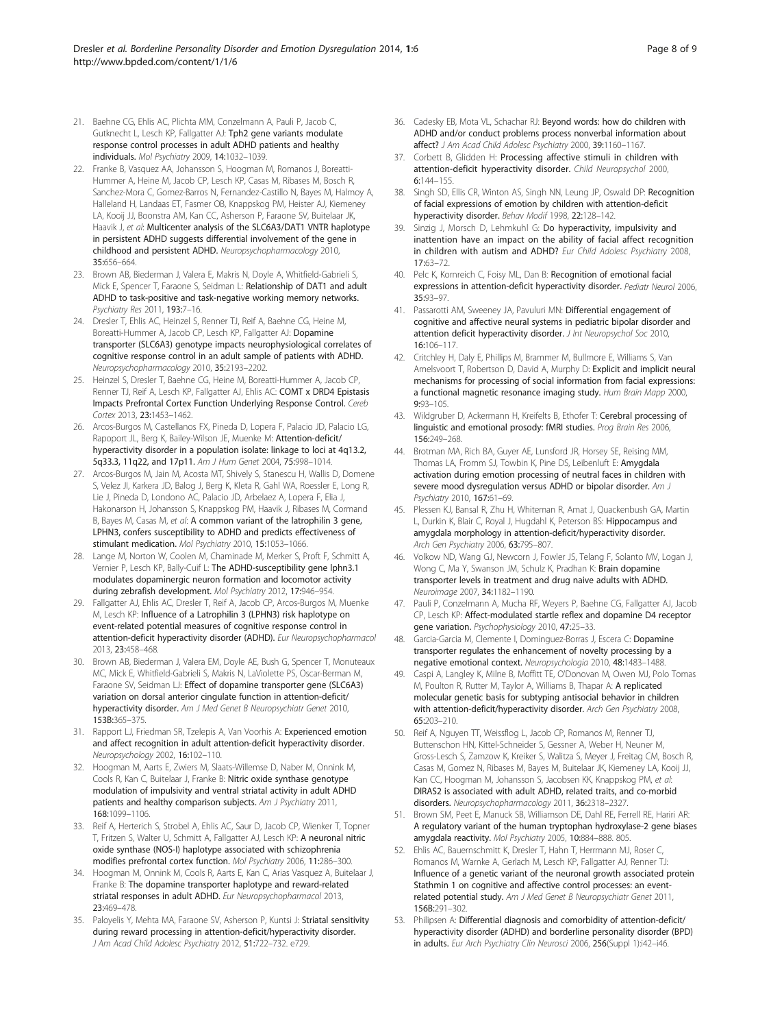21. Baehne CG, Ehlis AC, Plichta MM, Conzelmann A, Pauli P, Jacob C, Gutknecht L, Lesch KP, Fallgatter AJ: **Tph2 gene variants modulate response control processes in adult ADHD patients and healthy individuals.** *Mol Psychiatry* 2009, **14:**1032–1039.
22. Franke B, Vasquez AA, Johansson S, Hoogman M, Romanos J, Boreatti-Hummer A, Heine M, Jacob CP, Lesch KP, Casas M, Ribases M, Bosch R, Sanchez-Mora C, Gomez-Barros N, Fernandez-Castillo N, Bayes M, Halmoy A, Halleland H, Landaas ET, Fasmer OB, Knappskog PM, Heister AJ, Kiemeney LA, Kooij JJ, Boonstra AM, Kan CC, Asherson P, Faraone SV, Buitelaar JK, Haavik J, *et al*: **Multicenter analysis of the SLC6A3/DAT1 VNTR haplotype in persistent ADHD suggests differential involvement of the gene in childhood and persistent ADHD.** *Neuropsychopharmacology* 2010, **35:**656–664.
23. Brown AB, Biederman J, Valera E, Makris N, Doyle A, Whitfield-Gabrieli S, Mick E, Spencer T, Faraone S, Seidman L: **Relationship of DAT1 and adult ADHD to task-positive and task-negative working memory networks.** *Psychiatry Res* 2011, **193:**7–16.
24. Dresler T, Ehlis AC, Heinzel S, Renner TJ, Reif A, Baehne CG, Heine M, Boreatti-Hummer A, Jacob CP, Lesch KP, Fallgatter AJ: **Dopamine transporter (SLC6A3) genotype impacts neurophysiological correlates of cognitive response control in an adult sample of patients with ADHD.** *Neuropsychopharmacology* 2010, **35:**2193–2202.
25. Heinzel S, Dresler T, Baehne CG, Heine M, Boreatti-Hummer A, Jacob CP, Renner TJ, Reif A, Lesch KP, Fallgatter AJ, Ehlis AC: **COMT x DRD4 Epistasis Impacts Prefrontal Cortex Function Underlying Response Control.** *Cereb Cortex* 2013, **23:**1453–1462.
26. Arcos-Burgos M, Castellanos FX, Pineda D, Lopera F, Palacio JD, Palacio LG, Rapoport JL, Berg K, Bailey-Wilson JE, Muenke M: **Attention-deficit/hyperactivity disorder in a population isolate: linkage to loci at 4q13.2, 5q33.3, 11q22, and 17p11.** *Am J Hum Genet* 2004, **75:**998–1014.
27. Arcos-Burgos M, Jain M, Acosta MT, Shively S, Stanescu H, Wallis D, Domene S, Velez JI, Karkera JD, Balog J, Berg K, Kleta R, Gahl WA, Roessler E, Long R, Lie J, Pineda D, Londono AC, Palacio JD, Arbelaez A, Lopera F, Elia J, Hakonarson H, Johansson S, Knappskog PM, Haavik J, Ribases M, Cormand B, Bayes M, Casas M, *et al*: **A common variant of the latrophilin 3 gene, LPHN3, confers susceptibility to ADHD and predicts effectiveness of stimulant medication.** *Mol Psychiatry* 2010, **15:**1053–1066.
28. Lange M, Norton W, Coolen M, Chaminade M, Merker S, Proft F, Schmitt A, Vernier P, Lesch KP, Bally-Cuif L: **The ADHD-susceptibility gene lphn3.1 modulates dopaminergic neuron formation and locomotor activity during zebrafish development.** *Mol Psychiatry* 2012, **17:**946–954.
29. Fallgatter AJ, Ehlis AC, Dresler T, Reif A, Jacob CP, Arcos-Burgos M, Muenke M, Lesch KP: **Influence of a Latrophilin 3 (LPHN3) risk haplotype on event-related potential measures of cognitive response control in attention-deficit hyperactivity disorder (ADHD).** *Eur Neuropsychopharmacol* 2013, **23:**458–468.
30. Brown AB, Biederman J, Valera EM, Doyle AE, Bush G, Spencer T, Monuteaux MC, Mick E, Whitfield-Gabrieli S, Makris N, LaViolette PS, Oscar-Berman M, Faraone SV, Seidman LJ: **Effect of dopamine transporter gene (SLC6A3) variation on dorsal anterior cingulate function in attention-deficit/hyperactivity disorder.** *Am J Med Genet B Neuropsychiatr Genet* 2010, **153B:**365–375.
31. Rapport LJ, Friedman SR, Tzelepis A, Van Voorhis A: **Experienced emotion and affect recognition in adult attention-deficit hyperactivity disorder.** *Neuropsychology* 2002, **16:**102–110.
32. Hoogman M, Aarts E, Zwiers M, Slaats-Willemse D, Naber M, Onnink M, Cools R, Kan C, Buitelaar J, Franke B: **Nitric oxide synthase genotype modulation of impulsivity and ventral striatal activity in adult ADHD patients and healthy comparison subjects.** *Am J Psychiatry* 2011, **168:**1099–1106.
33. Reif A, Herterich S, Strobel A, Ehlis AC, Saur D, Jacob CP, Wienker T, Topner T, Fritzen S, Walter U, Schmitt A, Fallgatter AJ, Lesch KP: **A neuronal nitric oxide synthase (NOS-I) haplotype associated with schizophrenia modifies prefrontal cortex function.** *Mol Psychiatry* 2006, **11:**286–300.
34. Hoogman M, Onnink M, Cools R, Aarts E, Kan C, Arias Vasquez A, Buitelaar J, Franke B: **The dopamine transporter haplotype and reward-related striatal responses in adult ADHD.** *Eur Neuropsychopharmacol* 2013, **23:**469–478.
35. Paloyelis Y, Mehta MA, Faraone SV, Asherson P, Kuntsi J: **Striatal sensitivity during reward processing in attention-deficit/hyperactivity disorder.** *J Am Acad Child Adolesc Psychiatry* 2012, **51:**722–732. e729.
36. Cadesky EB, Mota VL, Schachar RJ: **Beyond words: how do children with ADHD and/or conduct problems process nonverbal information about affect?** *J Am Acad Child Adolesc Psychiatry* 2000, **39:**1160–1167.
37. Corbett B, Glidden H: **Processing affective stimuli in children with attention-deficit hyperactivity disorder.** *Child Neuropsychol* 2000, **6:**144–155.
38. Singh SD, Ellis CR, Winton AS, Singh NN, Leung JP, Oswald DP: **Recognition of facial expressions of emotion by children with attention-deficit hyperactivity disorder.** *Behav Modif* 1998, **22:**128–142.
39. Sinzig J, Morsch D, Lehmkuhl G: **Do hyperactivity, impulsivity and inattention have an impact on the ability of facial affect recognition in children with autism and ADHD?** *Eur Child Adolesc Psychiatry* 2008, **17:**63–72.
40. Pelc K, Kornreich C, Foisy ML, Dan B: **Recognition of emotional facial expressions in attention-deficit hyperactivity disorder.** *Pediatr Neurol* 2006, **35:**93–97.
41. Passarotti AM, Sweeney JA, Pavuluri MN: **Differential engagement of cognitive and affective neural systems in pediatric bipolar disorder and attention deficit hyperactivity disorder.** *J Int Neuropsychol Soc* 2010, **16:**106–117.
42. Critchley H, Daly E, Phillips M, Brammer M, Bullmore E, Williams S, Van Amelsvoort T, Robertson D, David A, Murphy D: **Explicit and implicit neural mechanisms for processing of social information from facial expressions: a functional magnetic resonance imaging study.** *Hum Brain Mapp* 2000, **9:**93–105.
43. Wildgruber D, Ackermann H, Kreifelts B, Ethofer T: **Cerebral processing of linguistic and emotional prosody: fMRI studies.** *Prog Brain Res* 2006, **156:**249–268.
44. Brotman MA, Rich BA, Guyer AE, Lunsford JR, Horsey SE, Reising MM, Thomas LA, Fromm SJ, Towbin K, Pine DS, Leibenluft E: **Amygdala activation during emotion processing of neutral faces in children with severe mood dysregulation versus ADHD or bipolar disorder.** *Am J Psychiatry* 2010, **167:**61–69.
45. Plessen KJ, Bansal R, Zhu H, Whiteman R, Amat J, Quackenbush GA, Martin L, Durkin K, Blair C, Royal J, Hugdahl K, Peterson BS: **Hippocampus and amygdala morphology in attention-deficit/hyperactivity disorder.** *Arch Gen Psychiatry* 2006, **63:**795–807.
46. Volkow ND, Wang GJ, Newcorn J, Fowler JS, Telang F, Solanto MV, Logan J, Wong C, Ma Y, Swanson JM, Schulz K, Pradhan K: **Brain dopamine transporter levels in treatment and drug naive adults with ADHD.** *Neuroimage* 2007, **34:**1182–1190.
47. Pauli P, Conzelmann A, Mucha RF, Weyers P, Baehne CG, Fallgatter AJ, Jacob CP, Lesch KP: **Affect-modulated startle reflex and dopamine D4 receptor gene variation.** *Psychophysiology* 2010, **47:**25–33.
48. Garcia-Garcia M, Clemente I, Dominguez-Borras J, Escera C: **Dopamine transporter regulates the enhancement of novelty processing by a negative emotional context.** *Neuropsychologia* 2010, **48:**1483–1488.
49. Caspi A, Langley K, Milne B, Moffitt TE, O'Donovan M, Owen MJ, Polo Tomas M, Poulton R, Rutter M, Taylor A, Williams B, Thapar A: **A replicated molecular genetic basis for subtyping antisocial behavior in children with attention-deficit/hyperactivity disorder.** *Arch Gen Psychiatry* 2008, **65:**203–210.
50. Reif A, Nguyen TT, Weissflog L, Jacob CP, Romanos M, Renner TJ, Buttenschon HN, Kittel-Schneider S, Gessner A, Weber H, Neuner M, Gross-Lesch S, Zamzow K, Kreiker S, Walitza S, Meyer J, Freitag CM, Bosch R, Casas M, Gomez N, Ribases M, Bayes M, Buitelaar JK, Kiemeney LA, Kooij JJ, Kan CC, Hoogman M, Johansson S, Jacobsen KK, Knappskog PM, *et al*: **DIRAS2 is associated with adult ADHD, related traits, and co-morbid disorders.** *Neuropsychopharmacology* 2011, **36:**2318–2327.
51. Brown SM, Peet E, Manuck SB, Williamson DE, Dahl RE, Ferrell RE, Hariri AR: **A regulatory variant of the human tryptophan hydroxylase-2 gene biases amygdala reactivity.** *Mol Psychiatry* 2005, **10:**884–888. 805.
52. Ehlis AC, Bauernschmitt K, Dresler T, Hahn T, Herrmann MJ, Roser C, Romanos M, Warnke A, Gerlach M, Lesch KP, Fallgatter AJ, Renner TJ: **Influence of a genetic variant of the neuronal growth associated protein Stathmin 1 on cognitive and affective control processes: an event-related potential study.** *Am J Med Genet B Neuropsychiatr Genet* 2011, **156B:**291–302.
53. Philipsen A: **Differential diagnosis and comorbidity of attention-deficit/hyperactivity disorder (ADHD) and borderline personality disorder (BPD) in adults.** *Eur Arch Psychiatry Clin Neurosci* 2006, **256**(Suppl 1)**:**i42–i46.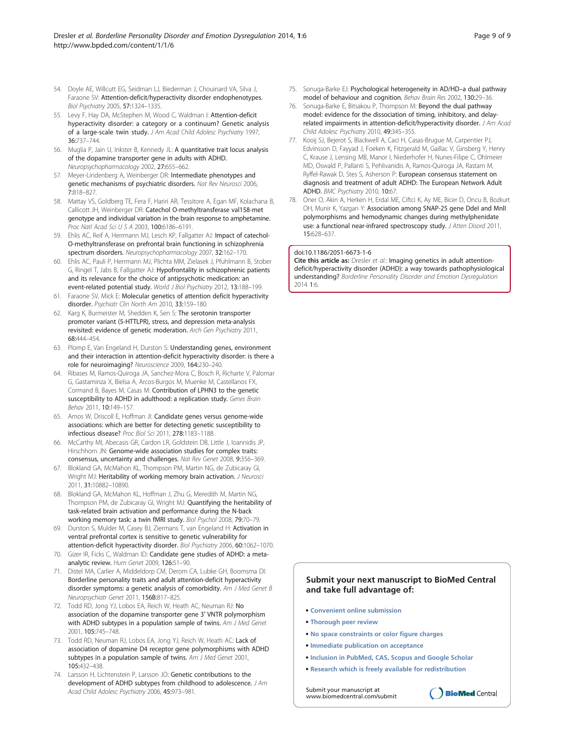54. Doyle AE, Willcutt EG, Seidman LJ, Biederman J, Chouinard VA, Silva J, Faraone SV: **Attention-deficit/hyperactivity disorder endophenotypes.** *Biol Psychiatry* 2005, **57:**1324–1335.
55. Levy F, Hay DA, McStephen M, Wood C, Waldman I: **Attention-deficit hyperactivity disorder: a category or a continuum? Genetic analysis of a large-scale twin study.** *J Am Acad Child Adolesc Psychiatry* 1997, **36:**737–744.
56. Muglia P, Jain U, Inkster B, Kennedy JL: **A quantitative trait locus analysis of the dopamine transporter gene in adults with ADHD.** *Neuropsychopharmacology* 2002, **27:**655–662.
57. Meyer-Lindenberg A, Weinberger DR: **Intermediate phenotypes and genetic mechanisms of psychiatric disorders.** *Nat Rev Neurosci* 2006, **7:**818–827.
58. Mattay VS, Goldberg TE, Fera F, Hariri AR, Tessitore A, Egan MF, Kolachana B, Callicott JH, Weinberger DR: **Catechol O-methyltransferase val158-met genotype and individual variation in the brain response to amphetamine.** *Proc Natl Acad Sci U S A* 2003, **100:**6186–6191.
59. Ehlis AC, Reif A, Herrmann MJ, Lesch KP, Fallgatter AJ: **Impact of catechol-O-methyltransferase on prefrontal brain functioning in schizophrenia spectrum disorders.** *Neuropsychopharmacology* 2007, **32:**162–170.
60. Ehlis AC, Pauli P, Herrmann MJ, Plichta MM, Zielasek J, Pfuhlmann B, Stober G, Ringel T, Jabs B, Fallgatter AJ: **Hypofrontality in schizophrenic patients and its relevance for the choice of antipsychotic medication: an event-related potential study.** *World J Biol Psychiatry* 2012, **13:**188–199.
61. Faraone SV, Mick E: **Molecular genetics of attention deficit hyperactivity disorder.** *Psychiatr Clin North Am* 2010, **33:**159–180.
62. Karg K, Burmeister M, Shedden K, Sen S: **The serotonin transporter promoter variant (5-HTTLPR), stress, and depression meta-analysis revisited: evidence of genetic moderation.** *Arch Gen Psychiatry* 2011, **68:**444–454.
63. Plomp E, Van Engeland H, Durston S: **Understanding genes, environment and their interaction in attention-deficit hyperactivity disorder: is there a role for neuroimaging?** *Neuroscience* 2009, **164:**230–240.
64. Ribases M, Ramos-Quiroga JA, Sanchez-Mora C, Bosch R, Richarte V, Palomar G, Gastaminza X, Bielsa A, Arcos-Burgos M, Muenke M, Castellanos FX, Cormand B, Bayes M, Casas M: **Contribution of LPHN3 to the genetic susceptibility to ADHD in adulthood: a replication study.** *Genes Brain Behav* 2011, **10:**149–157.
65. Amos W, Driscoll E, Hoffman JI: **Candidate genes versus genome-wide associations: which are better for detecting genetic susceptibility to infectious disease?** *Proc Biol Sci* 2011, **278:**1183–1188.
66. McCarthy MI, Abecasis GR, Cardon LR, Goldstein DB, Little J, Ioannidis JP, Hirschhorn JN: **Genome-wide association studies for complex traits: consensus, uncertainty and challenges.** *Nat Rev Genet* 2008, **9:**356–369.
67. Blokland GA, McMahon KL, Thompson PM, Martin NG, de Zubicaray GI, Wright MJ: **Heritability of working memory brain activation.** *J Neurosci* 2011, **31:**10882–10890.
68. Blokland GA, McMahon KL, Hoffman J, Zhu G, Meredith M, Martin NG, Thompson PM, de Zubicaray GI, Wright MJ: **Quantifying the heritability of task-related brain activation and performance during the N-back working memory task: a twin fMRI study.** *Biol Psychol* 2008, **79:**70–79.
69. Durston S, Mulder M, Casey BJ, Ziermans T, van Engeland H: **Activation in ventral prefrontal cortex is sensitive to genetic vulnerability for attention-deficit hyperactivity disorder.** *Biol Psychiatry* 2006, **60:**1062–1070.
70. Gizer IR, Ficks C, Waldman ID: **Candidate gene studies of ADHD: a meta-analytic review.** *Hum Genet* 2009, **126:**51–90.
71. Distel MA, Carlier A, Middeldorp CM, Derom CA, Lubke GH, Boomsma DI: **Borderline personality traits and adult attention-deficit hyperactivity disorder symptoms: a genetic analysis of comorbidity.** *Am J Med Genet B Neuropsychiatr Genet* 2011, **156B:**817–825.
72. Todd RD, Jong YJ, Lobos EA, Reich W, Heath AC, Neuman RJ: **No association of the dopamine transporter gene 3' VNTR polymorphism with ADHD subtypes in a population sample of twins.** *Am J Med Genet* 2001, **105:**745–748.
73. Todd RD, Neuman RJ, Lobos EA, Jong YJ, Reich W, Heath AC: **Lack of association of dopamine D4 receptor gene polymorphisms with ADHD subtypes in a population sample of twins.** *Am J Med Genet* 2001, **105:**432–438.
74. Larsson H, Lichtenstein P, Larsson JO: **Genetic contributions to the development of ADHD subtypes from childhood to adolescence.** *J Am Acad Child Adolesc Psychiatry* 2006, **45:**973–981.
75. Sonuga-Barke EJ: **Psychological heterogeneity in AD/HD–a dual pathway model of behaviour and cognition.** *Behav Brain Res* 2002, **130:**29–36.
76. Sonuga-Barke E, Bitsakou P, Thompson M: **Beyond the dual pathway model: evidence for the dissociation of timing, inhibitory, and delay-related impairments in attention-deficit/hyperactivity disorder.** *J Am Acad Child Adolesc Psychiatry* 2010, **49:**345–355.
77. Kooij SJ, Bejerot S, Blackwell A, Caci H, Casas-Brugue M, Carpentier PJ, Edvinsson D, Fayyad J, Foeken K, Fitzgerald M, Gaillac V, Ginsberg Y, Henry C, Krause J, Lensing MB, Manor I, Niederhofer H, Nunes-Filipe C, Ohlmeier MD, Oswald P, Pallanti S, Pehlivanidis A, Ramos-Quiroga JA, Rastam M, Ryffel-Rawak D, Stes S, Asherson P: **European consensus statement on diagnosis and treatment of adult ADHD: The European Network Adult ADHD.** *BMC Psychiatry* 2010, **10:**67.
78. Oner O, Akin A, Herken H, Erdal ME, Ciftci K, Ay ME, Bicer D, Oncu B, Bozkurt OH, Munir K, Yazgan Y: **Association among SNAP-25 gene DdeI and MnlI polymorphisms and hemodynamic changes during methylphenidate use: a functional near-infrared spectroscopy study.** *J Atten Disord* 2011, **15:**628–637.

doi:10.1186/2051-6673-1-6

**Cite this article as:** Dresler *et al.*: Imaging genetics in adult attention-deficit/hyperactivity disorder (ADHD): a way towards pathophysiological understanding? *Borderline Personality Disorder and Emotion Dysregulation* 2014 **1**:6.

**Submit your next manuscript to BioMed Central and take full advantage of:**

- Convenient online submission
- Thorough peer review
- No space constraints or color figure charges
- Immediate publication on acceptance
- Inclusion in PubMed, CAS, Scopus and Google Scholar
- Research which is freely available for redistribution

Submit your manuscript at www.biomedcentral.com/submit